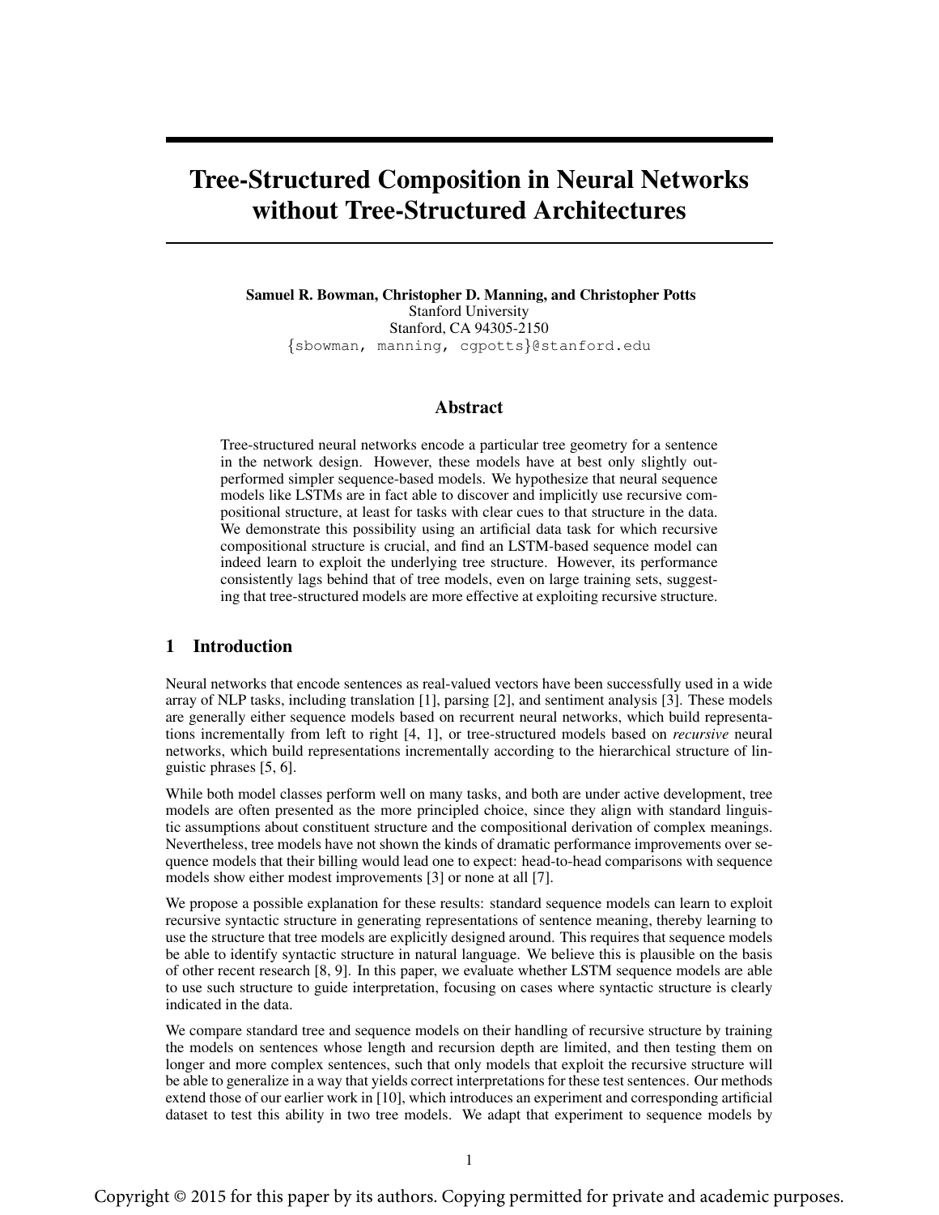# Tree-Structured Composition in Neural Networks without Tree-Structured Architectures

**Samuel R. Bowman, Christopher D. Manning, and Christopher Potts**
Stanford University
Stanford, CA 94305-2150
{sbowman, manning, cgpotts}@stanford.edu

## Abstract

Tree-structured neural networks encode a particular tree geometry for a sentence in the network design. However, these models have at best only slightly outperformed simpler sequence-based models. We hypothesize that neural sequence models like LSTMs are in fact able to discover and implicitly use recursive compositional structure, at least for tasks with clear cues to that structure in the data. We demonstrate this possibility using an artificial data task for which recursive compositional structure is crucial, and find an LSTM-based sequence model can indeed learn to exploit the underlying tree structure. However, its performance consistently lags behind that of tree models, even on large training sets, suggesting that tree-structured models are more effective at exploiting recursive structure.

## 1 Introduction

Neural networks that encode sentences as real-valued vectors have been successfully used in a wide array of NLP tasks, including translation [1], parsing [2], and sentiment analysis [3]. These models are generally either sequence models based on recurrent neural networks, which build representations incrementally from left to right [4, 1], or tree-structured models based on *recursive* neural networks, which build representations incrementally according to the hierarchical structure of linguistic phrases [5, 6].

While both model classes perform well on many tasks, and both are under active development, tree models are often presented as the more principled choice, since they align with standard linguistic assumptions about constituent structure and the compositional derivation of complex meanings. Nevertheless, tree models have not shown the kinds of dramatic performance improvements over sequence models that their billing would lead one to expect: head-to-head comparisons with sequence models show either modest improvements [3] or none at all [7].

We propose a possible explanation for these results: standard sequence models can learn to exploit recursive syntactic structure in generating representations of sentence meaning, thereby learning to use the structure that tree models are explicitly designed around. This requires that sequence models be able to identify syntactic structure in natural language. We believe this is plausible on the basis of other recent research [8, 9]. In this paper, we evaluate whether LSTM sequence models are able to use such structure to guide interpretation, focusing on cases where syntactic structure is clearly indicated in the data.

We compare standard tree and sequence models on their handling of recursive structure by training the models on sentences whose length and recursion depth are limited, and then testing them on longer and more complex sentences, such that only models that exploit the recursive structure will be able to generalize in a way that yields correct interpretations for these test sentences. Our methods extend those of our earlier work in [10], which introduces an experiment and corresponding artificial dataset to test this ability in two tree models. We adapt that experiment to sequence models by

Copyright © 2015 for this paper by its authors. Copying permitted for private and academic purposes.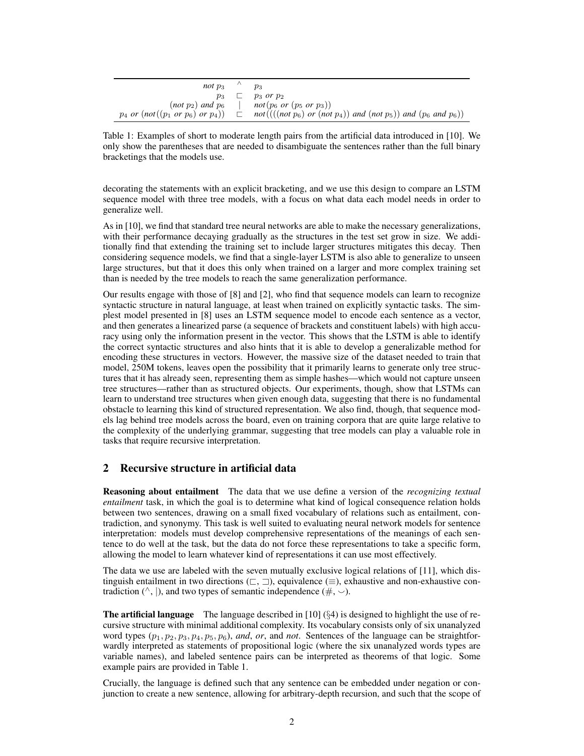| | | |
|---|---|---|
| *not* $p_3$ | $^\wedge$ | $p_3$ |
| $p_3$ | $\sqsubset$ | $p_3$ *or* $p_2$ |
| (*not* $p_2$) *and* $p_6$ | $\vert$ | *not*($p_6$ *or* ($p_5$ *or* $p_3$)) |
| $p_4$ *or* (*not*(($p_1$ *or* $p_6$) *or* $p_4$)) | $\sqsubset$ | *not*((((*not* $p_6$) *or* (*not* $p_4$)) *and* (*not* $p_5$)) *and* ($p_6$ *and* $p_6$)) |

Table 1: Examples of short to moderate length pairs from the artificial data introduced in [10]. We only show the parentheses that are needed to disambiguate the sentences rather than the full binary bracketings that the models use.

decorating the statements with an explicit bracketing, and we use this design to compare an LSTM sequence model with three tree models, with a focus on what data each model needs in order to generalize well.

As in [10], we find that standard tree neural networks are able to make the necessary generalizations, with their performance decaying gradually as the structures in the test set grow in size. We additionally find that extending the training set to include larger structures mitigates this decay. Then considering sequence models, we find that a single-layer LSTM is also able to generalize to unseen large structures, but that it does this only when trained on a larger and more complex training set than is needed by the tree models to reach the same generalization performance.

Our results engage with those of [8] and [2], who find that sequence models can learn to recognize syntactic structure in natural language, at least when trained on explicitly syntactic tasks. The simplest model presented in [8] uses an LSTM sequence model to encode each sentence as a vector, and then generates a linearized parse (a sequence of brackets and constituent labels) with high accuracy using only the information present in the vector. This shows that the LSTM is able to identify the correct syntactic structures and also hints that it is able to develop a generalizable method for encoding these structures in vectors. However, the massive size of the dataset needed to train that model, 250M tokens, leaves open the possibility that it primarily learns to generate only tree structures that it has already seen, representing them as simple hashes—which would not capture unseen tree structures—rather than as structured objects. Our experiments, though, show that LSTMs can learn to understand tree structures when given enough data, suggesting that there is no fundamental obstacle to learning this kind of structured representation. We also find, though, that sequence models lag behind tree models across the board, even on training corpora that are quite large relative to the complexity of the underlying grammar, suggesting that tree models can play a valuable role in tasks that require recursive interpretation.

## 2 Recursive structure in artificial data

**Reasoning about entailment** The data that we use define a version of the *recognizing textual entailment* task, in which the goal is to determine what kind of logical consequence relation holds between two sentences, drawing on a small fixed vocabulary of relations such as entailment, contradiction, and synonymy. This task is well suited to evaluating neural network models for sentence interpretation: models must develop comprehensive representations of the meanings of each sentence to do well at the task, but the data do not force these representations to take a specific form, allowing the model to learn whatever kind of representations it can use most effectively.

The data we use are labeled with the seven mutually exclusive logical relations of [11], which distinguish entailment in two directions ($\sqsubset$, $\sqsupset$), equivalence ($\equiv$), exhaustive and non-exhaustive contradiction ($^\wedge$, $|$), and two types of semantic independence ($\#$, $\smile$).

**The artificial language** The language described in [10] (§4) is designed to highlight the use of recursive structure with minimal additional complexity. Its vocabulary consists only of six unanalyzed word types ($p_1, p_2, p_3, p_4, p_5, p_6$), *and*, *or*, and *not*. Sentences of the language can be straightforwardly interpreted as statements of propositional logic (where the six unanalyzed words types are variable names), and labeled sentence pairs can be interpreted as theorems of that logic. Some example pairs are provided in Table 1.

Crucially, the language is defined such that any sentence can be embedded under negation or conjunction to create a new sentence, allowing for arbitrary-depth recursion, and such that the scope of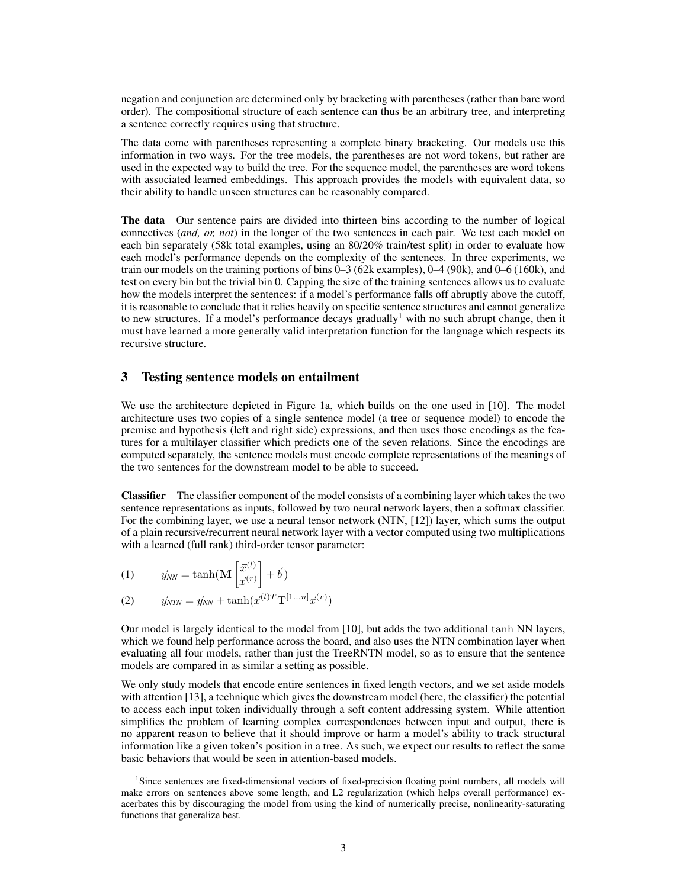negation and conjunction are determined only by bracketing with parentheses (rather than bare word order). The compositional structure of each sentence can thus be an arbitrary tree, and interpreting a sentence correctly requires using that structure.

The data come with parentheses representing a complete binary bracketing. Our models use this information in two ways. For the tree models, the parentheses are not word tokens, but rather are used in the expected way to build the tree. For the sequence model, the parentheses are word tokens with associated learned embeddings. This approach provides the models with equivalent data, so their ability to handle unseen structures can be reasonably compared.

**The data** Our sentence pairs are divided into thirteen bins according to the number of logical connectives (*and, or, not*) in the longer of the two sentences in each pair. We test each model on each bin separately (58k total examples, using an 80/20% train/test split) in order to evaluate how each model's performance depends on the complexity of the sentences. In three experiments, we train our models on the training portions of bins 0–3 (62k examples), 0–4 (90k), and 0–6 (160k), and test on every bin but the trivial bin 0. Capping the size of the training sentences allows us to evaluate how the models interpret the sentences: if a model's performance falls off abruptly above the cutoff, it is reasonable to conclude that it relies heavily on specific sentence structures and cannot generalize to new structures. If a model's performance decays gradually[1] with no such abrupt change, then it must have learned a more generally valid interpretation function for the language which respects its recursive structure.

## 3 Testing sentence models on entailment

We use the architecture depicted in Figure 1a, which builds on the one used in [10]. The model architecture uses two copies of a single sentence model (a tree or sequence model) to encode the premise and hypothesis (left and right side) expressions, and then uses those encodings as the features for a multilayer classifier which predicts one of the seven relations. Since the encodings are computed separately, the sentence models must encode complete representations of the meanings of the two sentences for the downstream model to be able to succeed.

**Classifier** The classifier component of the model consists of a combining layer which takes the two sentence representations as inputs, followed by two neural network layers, then a softmax classifier. For the combining layer, we use a neural tensor network (NTN, [12]) layer, which sums the output of a plain recursive/recurrent neural network layer with a vector computed using two multiplications with a learned (full rank) third-order tensor parameter:

$$(1) \qquad \vec{y}_{NN} = \tanh(\mathbf{M} \begin{bmatrix} \vec{x}^{(l)} \\ \vec{x}^{(r)} \end{bmatrix} + \vec{b})$$

$$(2) \qquad \vec{y}_{NTN} = \vec{y}_{NN} + \tanh(\vec{x}^{(l)T} \mathbf{T}^{[1 \ldots n]} \vec{x}^{(r)})$$

Our model is largely identical to the model from [10], but adds the two additional tanh NN layers, which we found help performance across the board, and also uses the NTN combination layer when evaluating all four models, rather than just the TreeRNTN model, so as to ensure that the sentence models are compared in as similar a setting as possible.

We only study models that encode entire sentences in fixed length vectors, and we set aside models with attention [13], a technique which gives the downstream model (here, the classifier) the potential to access each input token individually through a soft content addressing system. While attention simplifies the problem of learning complex correspondences between input and output, there is no apparent reason to believe that it should improve or harm a model's ability to track structural information like a given token's position in a tree. As such, we expect our results to reflect the same basic behaviors that would be seen in attention-based models.

[1] Since sentences are fixed-dimensional vectors of fixed-precision floating point numbers, all models will make errors on sentences above some length, and L2 regularization (which helps overall performance) exacerbates this by discouraging the model from using the kind of numerically precise, nonlinearity-saturating functions that generalize best.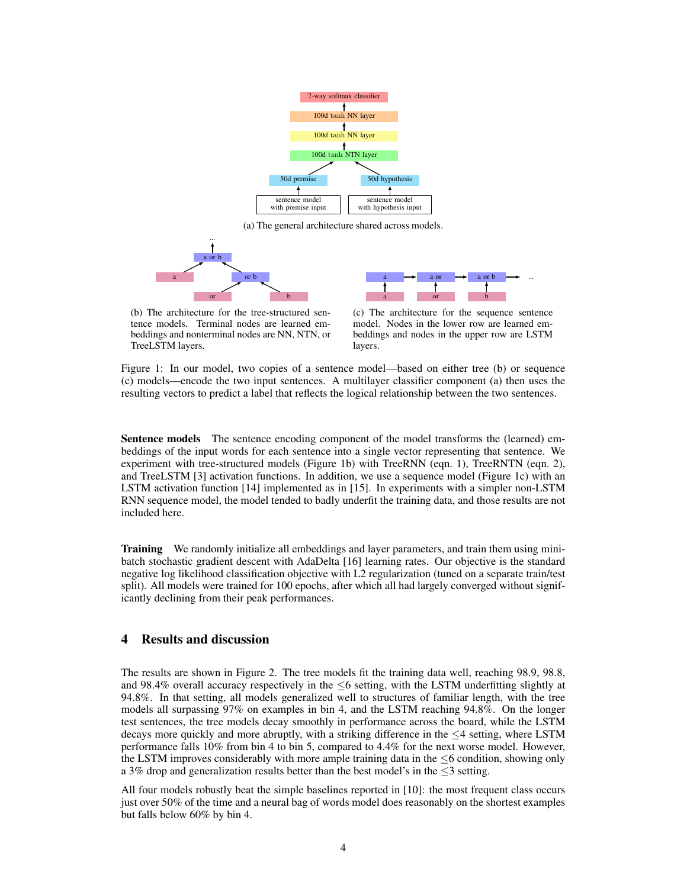7-way softmax classifier

100d tanh NN layer

100d tanh NN layer

100d tanh NTN layer

50d premise

50d hypothesis

sentence model with premise input

sentence model with hypothesis input

(a) The general architecture shared across models.

...

a or b

a

or b

or

b

(b) The architecture for the tree-structured sentence models. Terminal nodes are learned embeddings and nonterminal nodes are NN, NTN, or TreeLSTM layers.

a

a or

a or b

...

a

or

b

(c) The architecture for the sequence sentence model. Nodes in the lower row are learned embeddings and nodes in the upper row are LSTM layers.

Figure 1: In our model, two copies of a sentence model—based on either tree (b) or sequence (c) models—encode the two input sentences. A multilayer classifier component (a) then uses the resulting vectors to predict a label that reflects the logical relationship between the two sentences.

**Sentence models** The sentence encoding component of the model transforms the (learned) embeddings of the input words for each sentence into a single vector representing that sentence. We experiment with tree-structured models (Figure 1b) with TreeRNN (eqn. 1), TreeRNTN (eqn. 2), and TreeLSTM [3] activation functions. In addition, we use a sequence model (Figure 1c) with an LSTM activation function [14] implemented as in [15]. In experiments with a simpler non-LSTM RNN sequence model, the model tended to badly underfit the training data, and those results are not included here.

**Training** We randomly initialize all embeddings and layer parameters, and train them using minibatch stochastic gradient descent with AdaDelta [16] learning rates. Our objective is the standard negative log likelihood classification objective with L2 regularization (tuned on a separate train/test split). All models were trained for 100 epochs, after which all had largely converged without significantly declining from their peak performances.

## 4 Results and discussion

The results are shown in Figure 2. The tree models fit the training data well, reaching 98.9, 98.8, and 98.4% overall accuracy respectively in the $\leq$6 setting, with the LSTM underfitting slightly at 94.8%. In that setting, all models generalized well to structures of familiar length, with the tree models all surpassing 97% on examples in bin 4, and the LSTM reaching 94.8%. On the longer test sentences, the tree models decay smoothly in performance across the board, while the LSTM decays more quickly and more abruptly, with a striking difference in the $\leq$4 setting, where LSTM performance falls 10% from bin 4 to bin 5, compared to 4.4% for the next worse model. However, the LSTM improves considerably with more ample training data in the $\leq$6 condition, showing only a 3% drop and generalization results better than the best model's in the $\leq$3 setting.

All four models robustly beat the simple baselines reported in [10]: the most frequent class occurs just over 50% of the time and a neural bag of words model does reasonably on the shortest examples but falls below 60% by bin 4.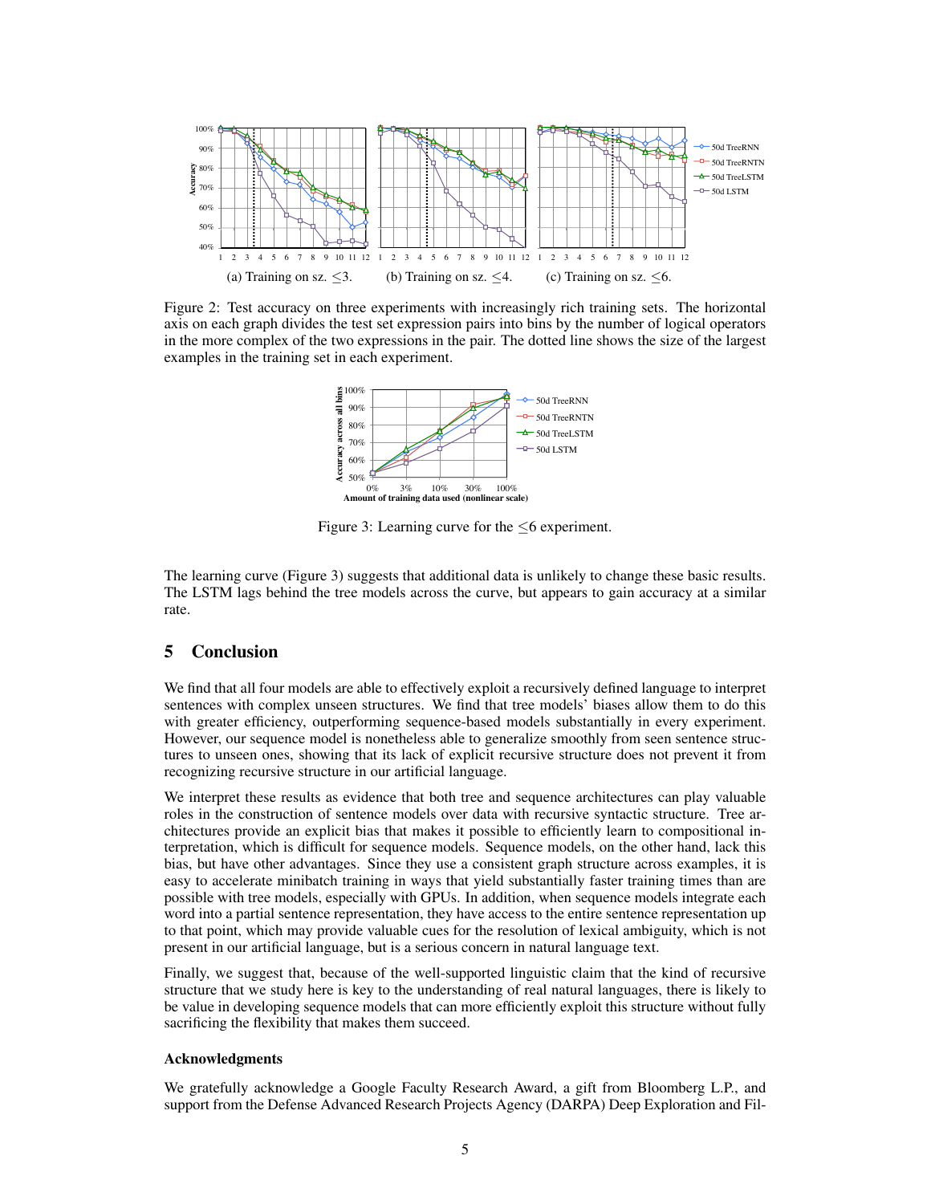Figure 2: Test accuracy on three experiments with increasingly rich training sets. The horizontal axis on each graph divides the test set expression pairs into bins by the number of logical operators in the more complex of the two expressions in the pair. The dotted line shows the size of the largest examples in the training set in each experiment.

Figure 3: Learning curve for the $\leq 6$ experiment.

The learning curve (Figure 3) suggests that additional data is unlikely to change these basic results. The LSTM lags behind the tree models across the curve, but appears to gain accuracy at a similar rate.

## 5 Conclusion

We find that all four models are able to effectively exploit a recursively defined language to interpret sentences with complex unseen structures. We find that tree models' biases allow them to do this with greater efficiency, outperforming sequence-based models substantially in every experiment. However, our sequence model is nonetheless able to generalize smoothly from seen sentence structures to unseen ones, showing that its lack of explicit recursive structure does not prevent it from recognizing recursive structure in our artificial language.

We interpret these results as evidence that both tree and sequence architectures can play valuable roles in the construction of sentence models over data with recursive syntactic structure. Tree architectures provide an explicit bias that makes it possible to efficiently learn to compositional interpretation, which is difficult for sequence models. Sequence models, on the other hand, lack this bias, but have other advantages. Since they use a consistent graph structure across examples, it is easy to accelerate minibatch training in ways that yield substantially faster training times than are possible with tree models, especially with GPUs. In addition, when sequence models integrate each word into a partial sentence representation, they have access to the entire sentence representation up to that point, which may provide valuable cues for the resolution of lexical ambiguity, which is not present in our artificial language, but is a serious concern in natural language text.

Finally, we suggest that, because of the well-supported linguistic claim that the kind of recursive structure that we study here is key to the understanding of real natural languages, there is likely to be value in developing sequence models that can more efficiently exploit this structure without fully sacrificing the flexibility that makes them succeed.

### Acknowledgments

We gratefully acknowledge a Google Faculty Research Award, a gift from Bloomberg L.P., and support from the Defense Advanced Research Projects Agency (DARPA) Deep Exploration and Fil-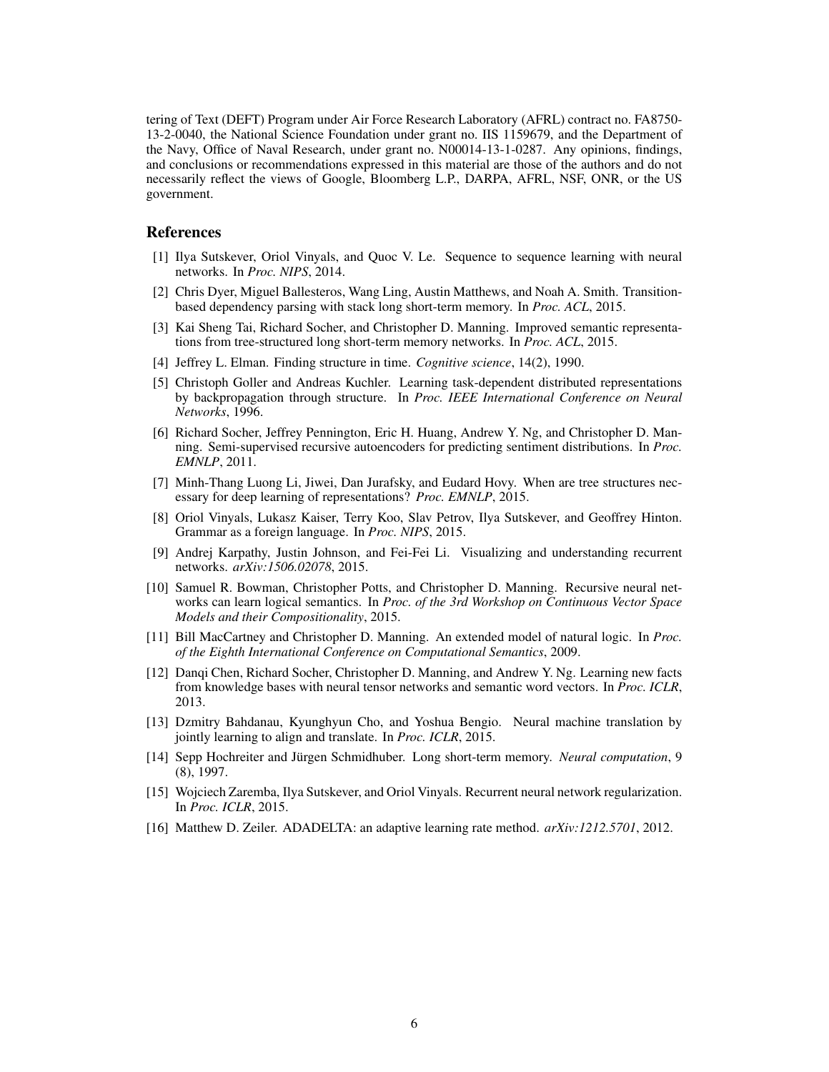tering of Text (DEFT) Program under Air Force Research Laboratory (AFRL) contract no. FA8750-13-2-0040, the National Science Foundation under grant no. IIS 1159679, and the Department of the Navy, Office of Naval Research, under grant no. N00014-13-1-0287. Any opinions, findings, and conclusions or recommendations expressed in this material are those of the authors and do not necessarily reflect the views of Google, Bloomberg L.P., DARPA, AFRL, NSF, ONR, or the US government.

## References

[1] Ilya Sutskever, Oriol Vinyals, and Quoc V. Le. Sequence to sequence learning with neural networks. In *Proc. NIPS*, 2014.

[2] Chris Dyer, Miguel Ballesteros, Wang Ling, Austin Matthews, and Noah A. Smith. Transition-based dependency parsing with stack long short-term memory. In *Proc. ACL*, 2015.

[3] Kai Sheng Tai, Richard Socher, and Christopher D. Manning. Improved semantic representations from tree-structured long short-term memory networks. In *Proc. ACL*, 2015.

[4] Jeffrey L. Elman. Finding structure in time. *Cognitive science*, 14(2), 1990.

[5] Christoph Goller and Andreas Kuchler. Learning task-dependent distributed representations by backpropagation through structure. In *Proc. IEEE International Conference on Neural Networks*, 1996.

[6] Richard Socher, Jeffrey Pennington, Eric H. Huang, Andrew Y. Ng, and Christopher D. Manning. Semi-supervised recursive autoencoders for predicting sentiment distributions. In *Proc. EMNLP*, 2011.

[7] Minh-Thang Luong Li, Jiwei, Dan Jurafsky, and Eudard Hovy. When are tree structures necessary for deep learning of representations? *Proc. EMNLP*, 2015.

[8] Oriol Vinyals, Lukasz Kaiser, Terry Koo, Slav Petrov, Ilya Sutskever, and Geoffrey Hinton. Grammar as a foreign language. In *Proc. NIPS*, 2015.

[9] Andrej Karpathy, Justin Johnson, and Fei-Fei Li. Visualizing and understanding recurrent networks. *arXiv:1506.02078*, 2015.

[10] Samuel R. Bowman, Christopher Potts, and Christopher D. Manning. Recursive neural networks can learn logical semantics. In *Proc. of the 3rd Workshop on Continuous Vector Space Models and their Compositionality*, 2015.

[11] Bill MacCartney and Christopher D. Manning. An extended model of natural logic. In *Proc. of the Eighth International Conference on Computational Semantics*, 2009.

[12] Danqi Chen, Richard Socher, Christopher D. Manning, and Andrew Y. Ng. Learning new facts from knowledge bases with neural tensor networks and semantic word vectors. In *Proc. ICLR*, 2013.

[13] Dzmitry Bahdanau, Kyunghyun Cho, and Yoshua Bengio. Neural machine translation by jointly learning to align and translate. In *Proc. ICLR*, 2015.

[14] Sepp Hochreiter and Jürgen Schmidhuber. Long short-term memory. *Neural computation*, 9 (8), 1997.

[15] Wojciech Zaremba, Ilya Sutskever, and Oriol Vinyals. Recurrent neural network regularization. In *Proc. ICLR*, 2015.

[16] Matthew D. Zeiler. ADADELTA: an adaptive learning rate method. *arXiv:1212.5701*, 2012.